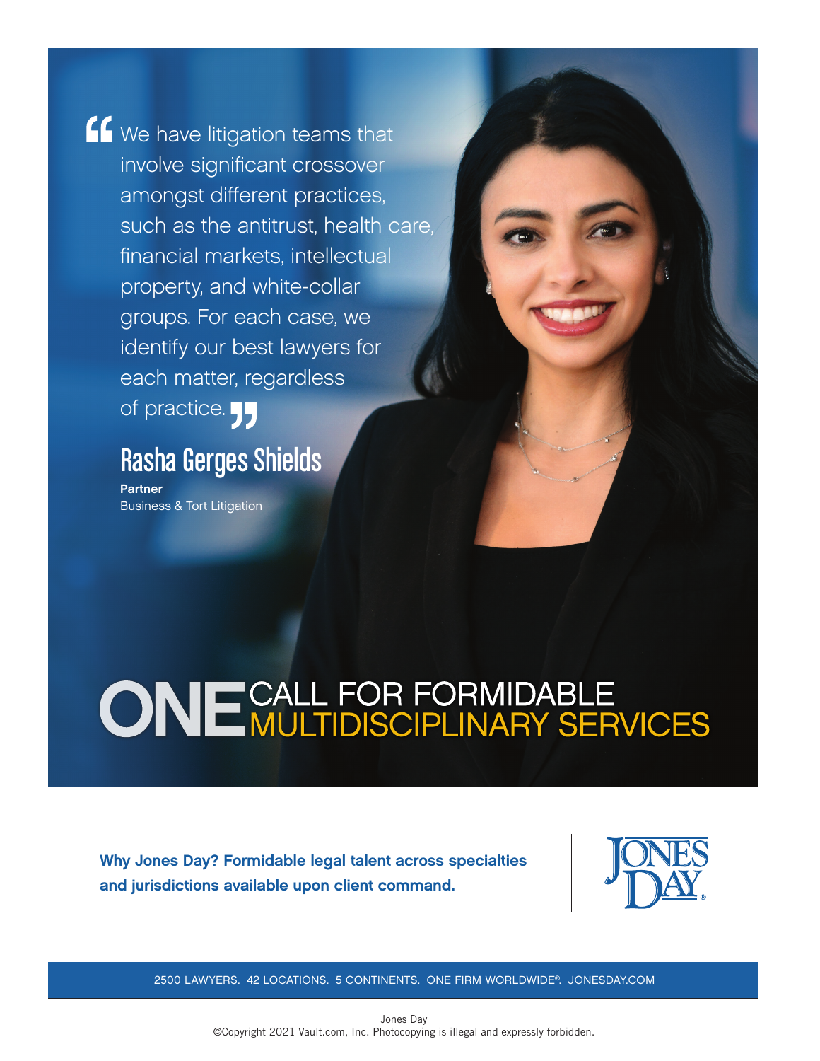> "We have litigation teams that involve significant crossover amongst different practices, such as the antitrust, health care, financial markets, intellectual property, and white-collar groups. For each case, we identify our best lawyers for each matter, regardless of practice."

## Rasha Gerges Shields

**Partner**
Business & Tort Litigation

# ONE CALL FOR FORMIDABLE MULTIDISCIPLINARY SERVICES

**Why Jones Day? Formidable legal talent across specialties and jurisdictions available upon client command.**

JONES DAY®

2500 LAWYERS. 42 LOCATIONS. 5 CONTINENTS. ONE FIRM WORLDWIDE®. JONESDAY.COM

Jones Day
©Copyright 2021 Vault.com, Inc. Photocopying is illegal and expressly forbidden.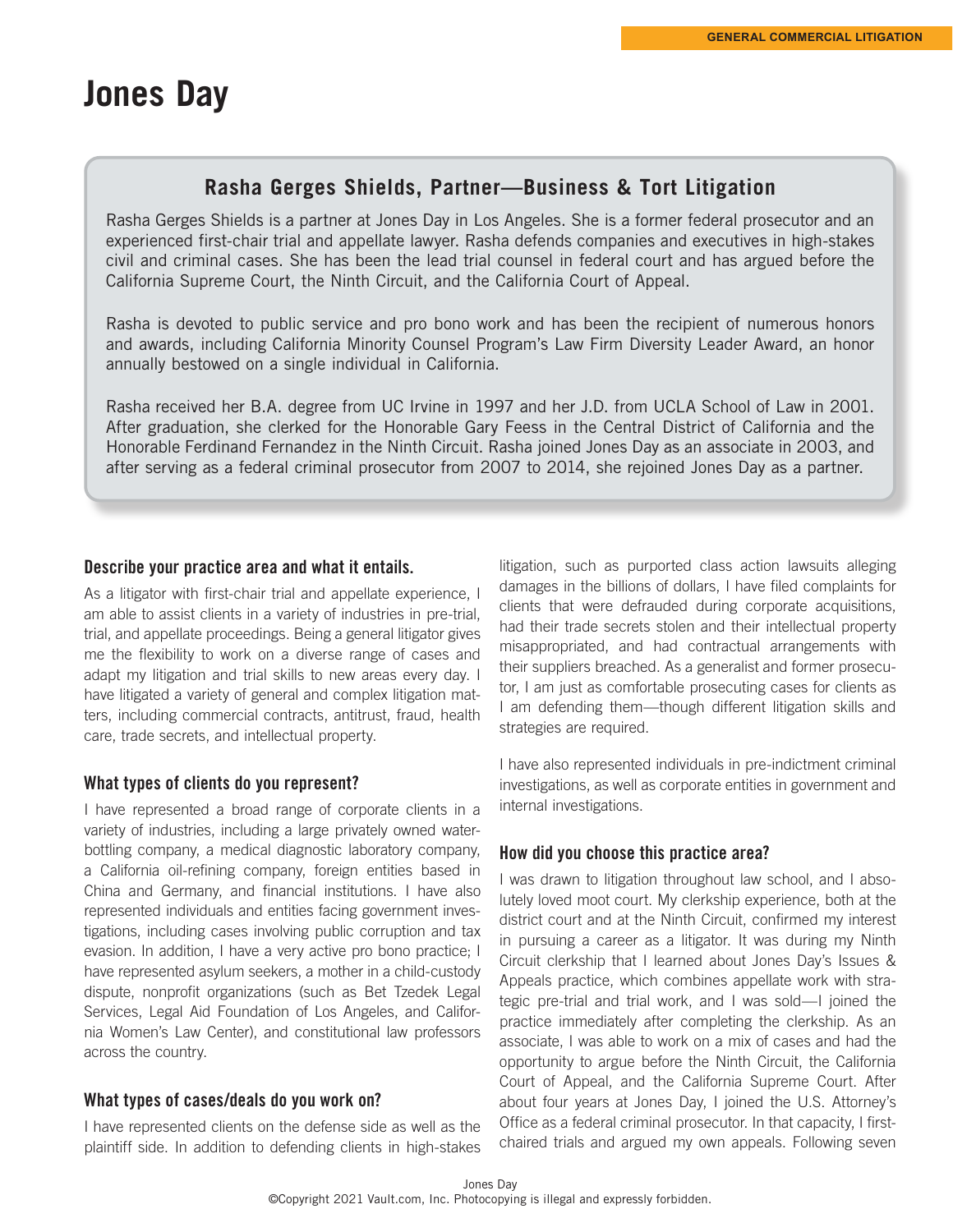# Jones Day

## Rasha Gerges Shields, Partner—Business & Tort Litigation

Rasha Gerges Shields is a partner at Jones Day in Los Angeles. She is a former federal prosecutor and an experienced first-chair trial and appellate lawyer. Rasha defends companies and executives in high-stakes civil and criminal cases. She has been the lead trial counsel in federal court and has argued before the California Supreme Court, the Ninth Circuit, and the California Court of Appeal.

Rasha is devoted to public service and pro bono work and has been the recipient of numerous honors and awards, including California Minority Counsel Program's Law Firm Diversity Leader Award, an honor annually bestowed on a single individual in California.

Rasha received her B.A. degree from UC Irvine in 1997 and her J.D. from UCLA School of Law in 2001. After graduation, she clerked for the Honorable Gary Feess in the Central District of California and the Honorable Ferdinand Fernandez in the Ninth Circuit. Rasha joined Jones Day as an associate in 2003, and after serving as a federal criminal prosecutor from 2007 to 2014, she rejoined Jones Day as a partner.

### Describe your practice area and what it entails.

As a litigator with first-chair trial and appellate experience, I am able to assist clients in a variety of industries in pre-trial, trial, and appellate proceedings. Being a general litigator gives me the flexibility to work on a diverse range of cases and adapt my litigation and trial skills to new areas every day. I have litigated a variety of general and complex litigation matters, including commercial contracts, antitrust, fraud, health care, trade secrets, and intellectual property.

### What types of clients do you represent?

I have represented a broad range of corporate clients in a variety of industries, including a large privately owned water-bottling company, a medical diagnostic laboratory company, a California oil-refining company, foreign entities based in China and Germany, and financial institutions. I have also represented individuals and entities facing government investigations, including cases involving public corruption and tax evasion. In addition, I have a very active pro bono practice; I have represented asylum seekers, a mother in a child-custody dispute, nonprofit organizations (such as Bet Tzedek Legal Services, Legal Aid Foundation of Los Angeles, and California Women's Law Center), and constitutional law professors across the country.

### What types of cases/deals do you work on?

I have represented clients on the defense side as well as the plaintiff side. In addition to defending clients in high-stakes litigation, such as purported class action lawsuits alleging damages in the billions of dollars, I have filed complaints for clients that were defrauded during corporate acquisitions, had their trade secrets stolen and their intellectual property misappropriated, and had contractual arrangements with their suppliers breached. As a generalist and former prosecutor, I am just as comfortable prosecuting cases for clients as I am defending them—though different litigation skills and strategies are required.

I have also represented individuals in pre-indictment criminal investigations, as well as corporate entities in government and internal investigations.

### How did you choose this practice area?

I was drawn to litigation throughout law school, and I absolutely loved moot court. My clerkship experience, both at the district court and at the Ninth Circuit, confirmed my interest in pursuing a career as a litigator. It was during my Ninth Circuit clerkship that I learned about Jones Day's Issues & Appeals practice, which combines appellate work with strategic pre-trial and trial work, and I was sold—I joined the practice immediately after completing the clerkship. As an associate, I was able to work on a mix of cases and had the opportunity to argue before the Ninth Circuit, the California Court of Appeal, and the California Supreme Court. After about four years at Jones Day, I joined the U.S. Attorney's Office as a federal criminal prosecutor. In that capacity, I first-chaired trials and argued my own appeals. Following seven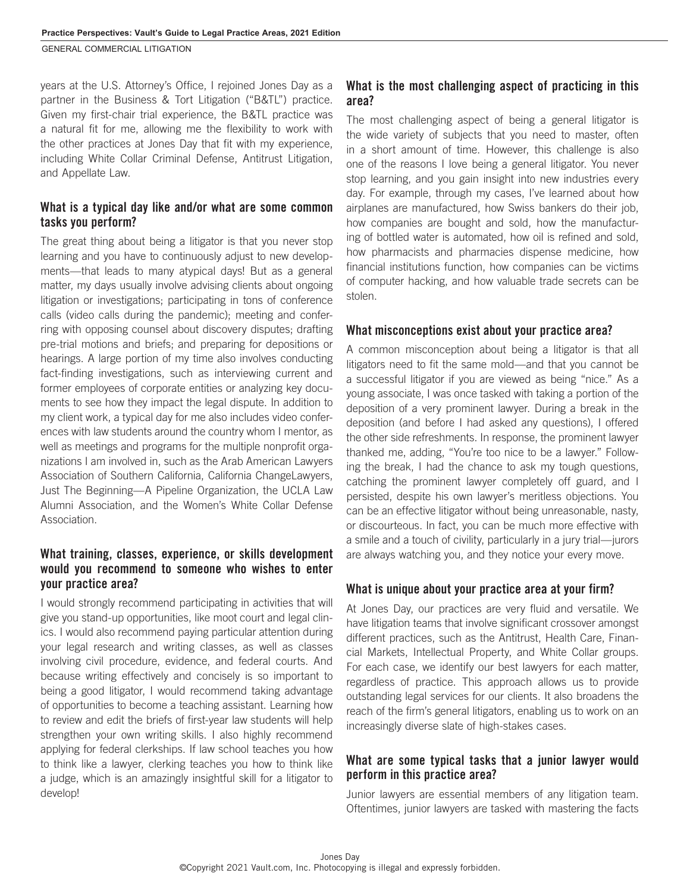years at the U.S. Attorney's Office, I rejoined Jones Day as a partner in the Business & Tort Litigation ("B&TL") practice. Given my first-chair trial experience, the B&TL practice was a natural fit for me, allowing me the flexibility to work with the other practices at Jones Day that fit with my experience, including White Collar Criminal Defense, Antitrust Litigation, and Appellate Law.

## What is a typical day like and/or what are some common tasks you perform?

The great thing about being a litigator is that you never stop learning and you have to continuously adjust to new developments—that leads to many atypical days! But as a general matter, my days usually involve advising clients about ongoing litigation or investigations; participating in tons of conference calls (video calls during the pandemic); meeting and conferring with opposing counsel about discovery disputes; drafting pre-trial motions and briefs; and preparing for depositions or hearings. A large portion of my time also involves conducting fact-finding investigations, such as interviewing current and former employees of corporate entities or analyzing key documents to see how they impact the legal dispute. In addition to my client work, a typical day for me also includes video conferences with law students around the country whom I mentor, as well as meetings and programs for the multiple nonprofit organizations I am involved in, such as the Arab American Lawyers Association of Southern California, California ChangeLawyers, Just The Beginning—A Pipeline Organization, the UCLA Law Alumni Association, and the Women's White Collar Defense Association.

## What training, classes, experience, or skills development would you recommend to someone who wishes to enter your practice area?

I would strongly recommend participating in activities that will give you stand-up opportunities, like moot court and legal clinics. I would also recommend paying particular attention during your legal research and writing classes, as well as classes involving civil procedure, evidence, and federal courts. And because writing effectively and concisely is so important to being a good litigator, I would recommend taking advantage of opportunities to become a teaching assistant. Learning how to review and edit the briefs of first-year law students will help strengthen your own writing skills. I also highly recommend applying for federal clerkships. If law school teaches you how to think like a lawyer, clerking teaches you how to think like a judge, which is an amazingly insightful skill for a litigator to develop!

## What is the most challenging aspect of practicing in this area?

The most challenging aspect of being a general litigator is the wide variety of subjects that you need to master, often in a short amount of time. However, this challenge is also one of the reasons I love being a general litigator. You never stop learning, and you gain insight into new industries every day. For example, through my cases, I've learned about how airplanes are manufactured, how Swiss bankers do their job, how companies are bought and sold, how the manufacturing of bottled water is automated, how oil is refined and sold, how pharmacists and pharmacies dispense medicine, how financial institutions function, how companies can be victims of computer hacking, and how valuable trade secrets can be stolen.

## What misconceptions exist about your practice area?

A common misconception about being a litigator is that all litigators need to fit the same mold—and that you cannot be a successful litigator if you are viewed as being "nice." As a young associate, I was once tasked with taking a portion of the deposition of a very prominent lawyer. During a break in the deposition (and before I had asked any questions), I offered the other side refreshments. In response, the prominent lawyer thanked me, adding, "You're too nice to be a lawyer." Following the break, I had the chance to ask my tough questions, catching the prominent lawyer completely off guard, and I persisted, despite his own lawyer's meritless objections. You can be an effective litigator without being unreasonable, nasty, or discourteous. In fact, you can be much more effective with a smile and a touch of civility, particularly in a jury trial—jurors are always watching you, and they notice your every move.

## What is unique about your practice area at your firm?

At Jones Day, our practices are very fluid and versatile. We have litigation teams that involve significant crossover amongst different practices, such as the Antitrust, Health Care, Financial Markets, Intellectual Property, and White Collar groups. For each case, we identify our best lawyers for each matter, regardless of practice. This approach allows us to provide outstanding legal services for our clients. It also broadens the reach of the firm's general litigators, enabling us to work on an increasingly diverse slate of high-stakes cases.

## What are some typical tasks that a junior lawyer would perform in this practice area?

Junior lawyers are essential members of any litigation team. Oftentimes, junior lawyers are tasked with mastering the facts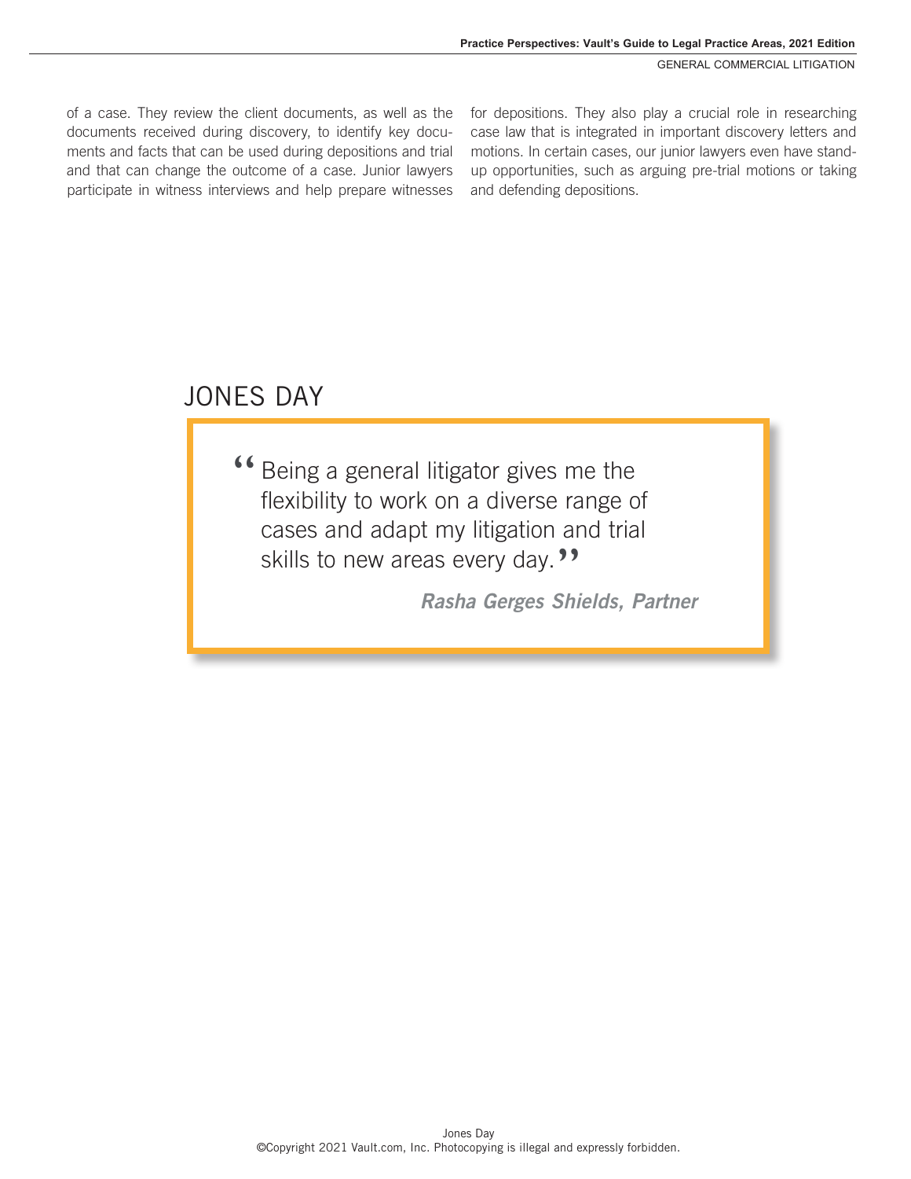of a case. They review the client documents, as well as the documents received during discovery, to identify key documents and facts that can be used during depositions and trial and that can change the outcome of a case. Junior lawyers participate in witness interviews and help prepare witnesses for depositions. They also play a crucial role in researching case law that is integrated in important discovery letters and motions. In certain cases, our junior lawyers even have stand-up opportunities, such as arguing pre-trial motions or taking and defending depositions.

## JONES DAY

> “Being a general litigator gives me the flexibility to work on a diverse range of cases and adapt my litigation and trial skills to new areas every day.”
>
> ***Rasha Gerges Shields, Partner***